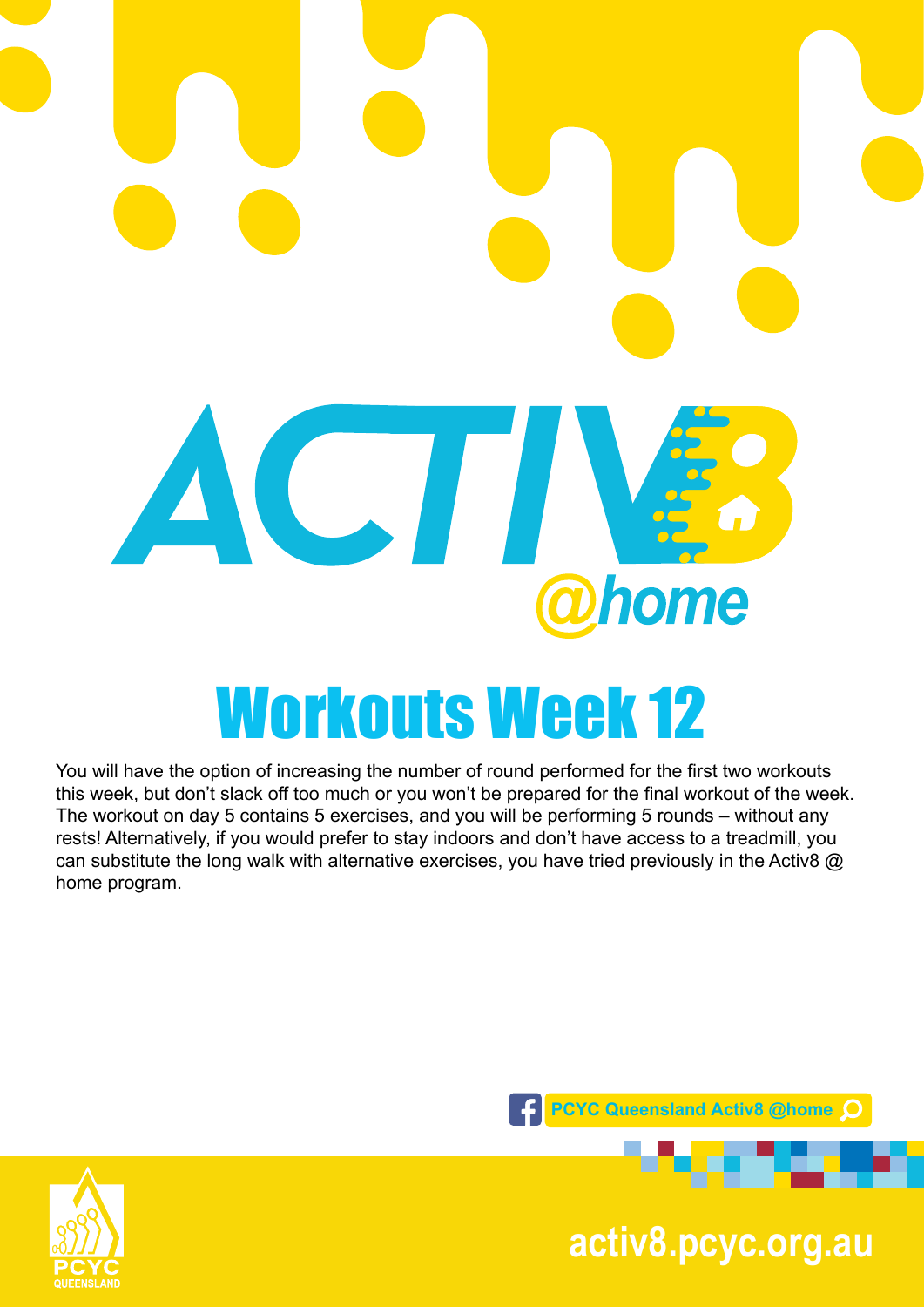# ACTIV8 @home

# Workouts Week 12

You will have the option of increasing the number of round performed for the first two workouts this week, but don't slack off too much or you won't be prepared for the final workout of the week. The workout on day 5 contains 5 exercises, and you will be performing 5 rounds – without any rests! Alternatively, if you would prefer to stay indoors and don't have access to a treadmill, you can substitute the long walk with alternative exercises, you have tried previously in the Activ8 @ home program.

PCYC Queensland Activ8 @home

PCYC QUEENSLAND

activ8.pcyc.org.au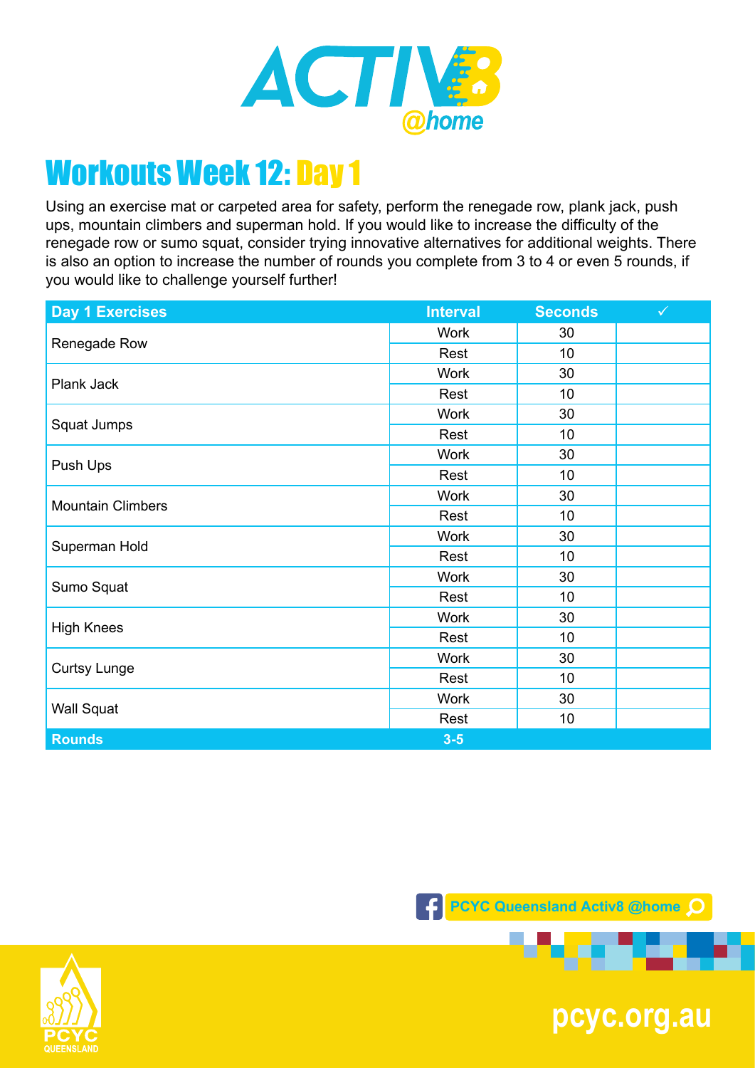# ACTIV8 @home

## Workouts Week 12: Day 1

Using an exercise mat or carpeted area for safety, perform the renegade row, plank jack, push ups, mountain climbers and superman hold. If you would like to increase the difficulty of the renegade row or sumo squat, consider trying innovative alternatives for additional weights. There is also an option to increase the number of rounds you complete from 3 to 4 or even 5 rounds, if you would like to challenge yourself further!

| Day 1 Exercises | Interval | Seconds | ✓ |
|---|---|---|---|
| Renegade Row | Work | 30 | |
| | Rest | 10 | |
| Plank Jack | Work | 30 | |
| | Rest | 10 | |
| Squat Jumps | Work | 30 | |
| | Rest | 10 | |
| Push Ups | Work | 30 | |
| | Rest | 10 | |
| Mountain Climbers | Work | 30 | |
| | Rest | 10 | |
| Superman Hold | Work | 30 | |
| | Rest | 10 | |
| Sumo Squat | Work | 30 | |
| | Rest | 10 | |
| High Knees | Work | 30 | |
| | Rest | 10 | |
| Curtsy Lunge | Work | 30 | |
| | Rest | 10 | |
| Wall Squat | Work | 30 | |
| | Rest | 10 | |
| **Rounds** | **3-5** | | |

PCYC Queensland Activ8 @home

PCYC QUEENSLAND

pcyc.org.au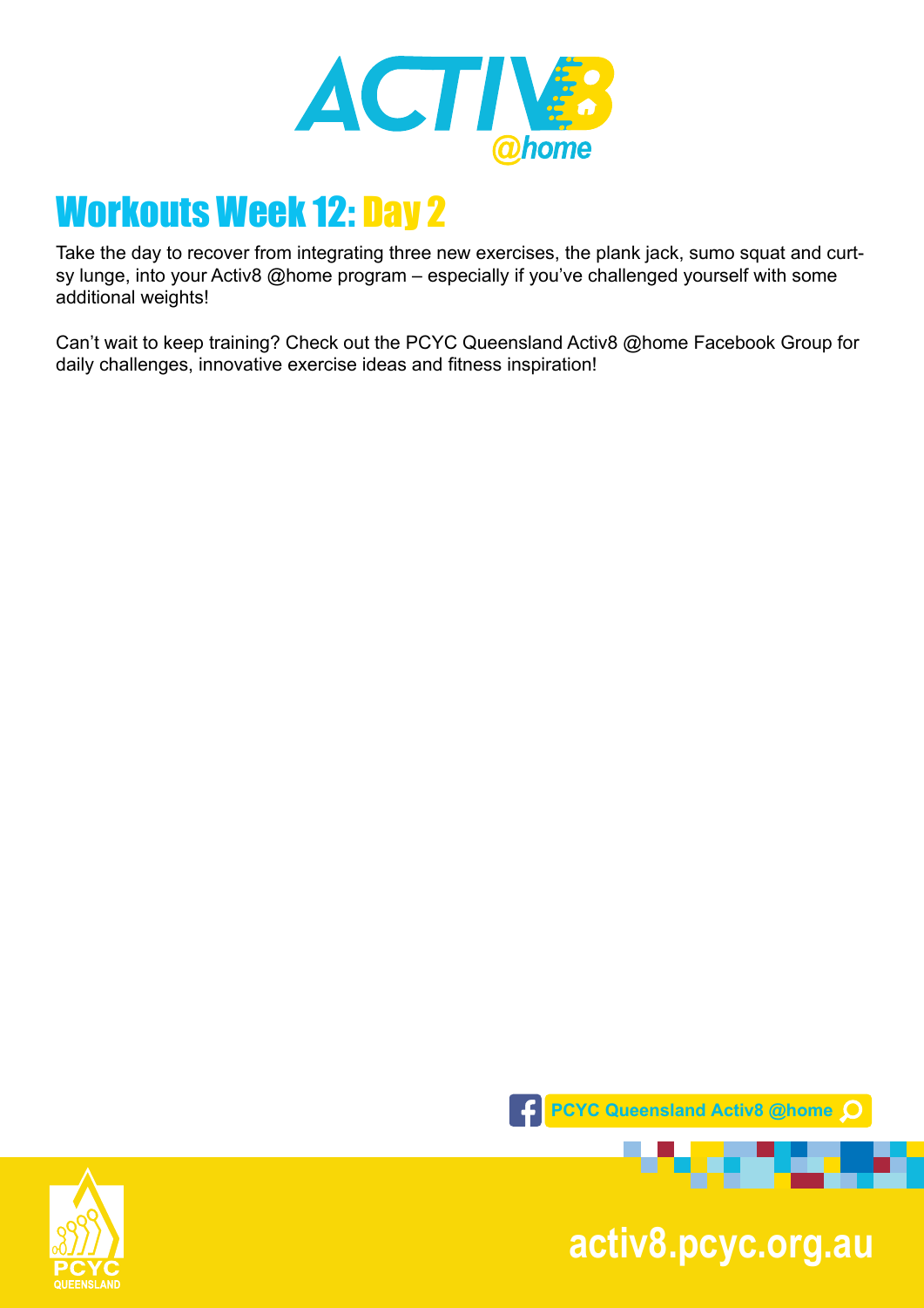# Workouts Week 12: Day 2

Take the day to recover from integrating three new exercises, the plank jack, sumo squat and curtsy lunge, into your Activ8 @home program – especially if you've challenged yourself with some additional weights!

Can't wait to keep training? Check out the PCYC Queensland Activ8 @home Facebook Group for daily challenges, innovative exercise ideas and fitness inspiration!

PCYC Queensland Activ8 @home

activ8.pcyc.org.au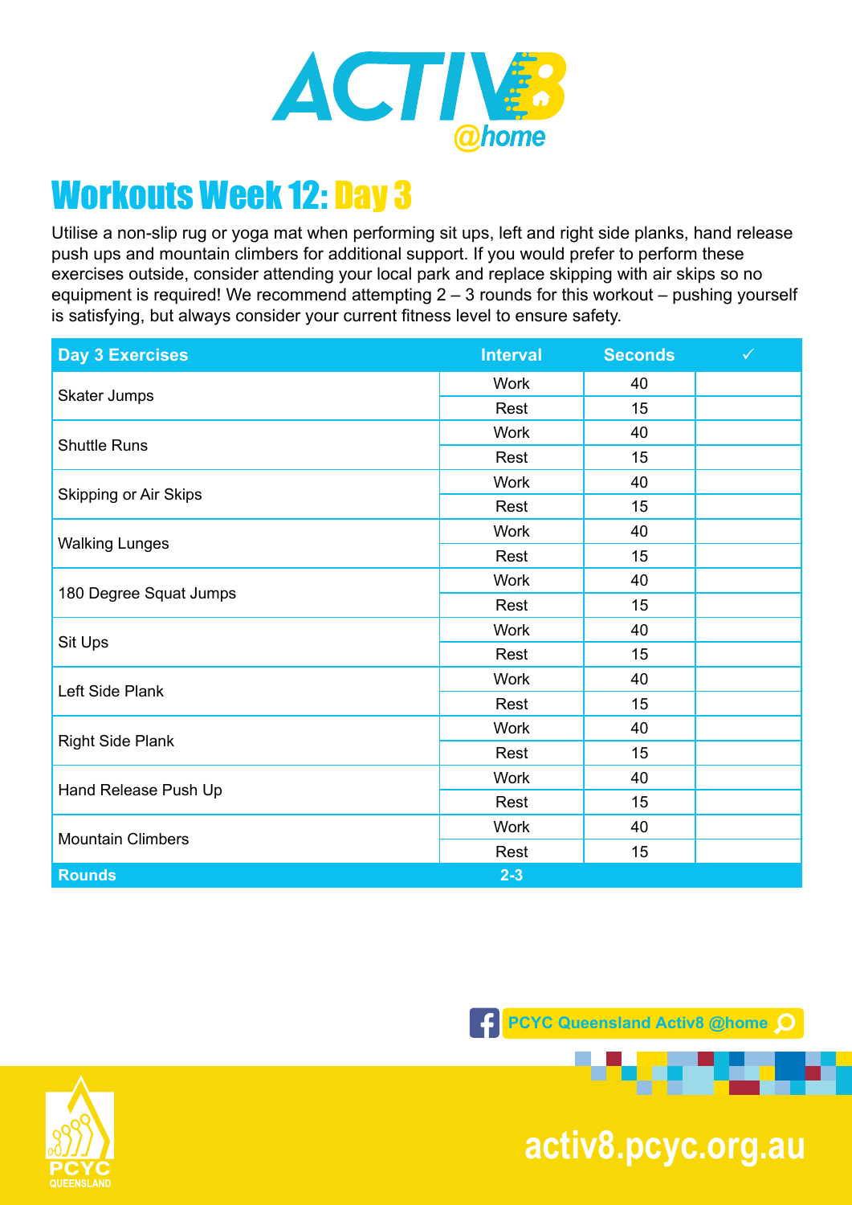# Workouts Week 12: Day 3

Utilise a non-slip rug or yoga mat when performing sit ups, left and right side planks, hand release push ups and mountain climbers for additional support. If you would prefer to perform these exercises outside, consider attending your local park and replace skipping with air skips so no equipment is required! We recommend attempting 2 – 3 rounds for this workout – pushing yourself is satisfying, but always consider your current fitness level to ensure safety.

| Day 3 Exercises | Interval | Seconds | ✓ |
|---|---|---|---|
| Skater Jumps | Work | 40 | |
| | Rest | 15 | |
| Shuttle Runs | Work | 40 | |
| | Rest | 15 | |
| Skipping or Air Skips | Work | 40 | |
| | Rest | 15 | |
| Walking Lunges | Work | 40 | |
| | Rest | 15 | |
| 180 Degree Squat Jumps | Work | 40 | |
| | Rest | 15 | |
| Sit Ups | Work | 40 | |
| | Rest | 15 | |
| Left Side Plank | Work | 40 | |
| | Rest | 15 | |
| Right Side Plank | Work | 40 | |
| | Rest | 15 | |
| Hand Release Push Up | Work | 40 | |
| | Rest | 15 | |
| Mountain Climbers | Work | 40 | |
| | Rest | 15 | |
| **Rounds** | **2-3** | | |

PCYC Queensland Activ8 @home

activ8.pcyc.org.au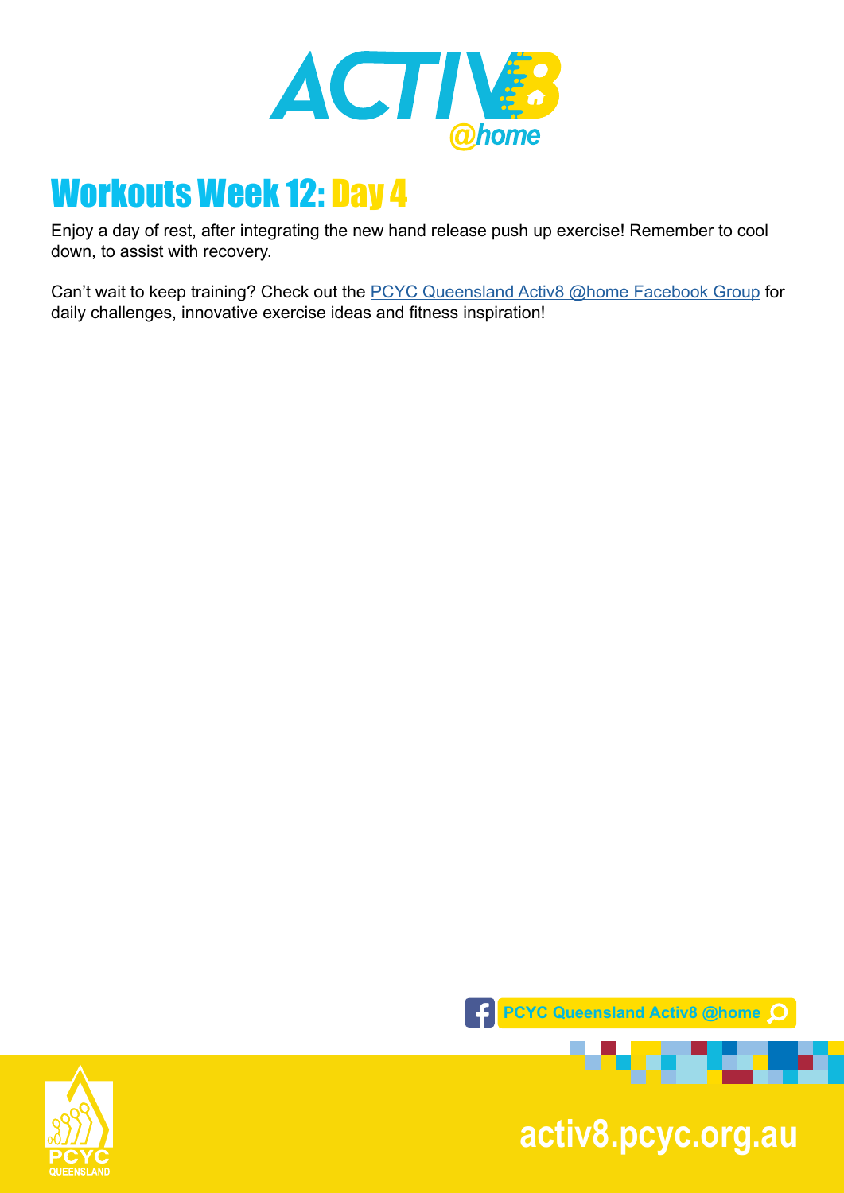# Workouts Week 12: Day 4

Enjoy a day of rest, after integrating the new hand release push up exercise! Remember to cool down, to assist with recovery.

Can't wait to keep training? Check out the PCYC Queensland Activ8 @home Facebook Group for daily challenges, innovative exercise ideas and fitness inspiration!

PCYC Queensland Activ8 @home

activ8.pcyc.org.au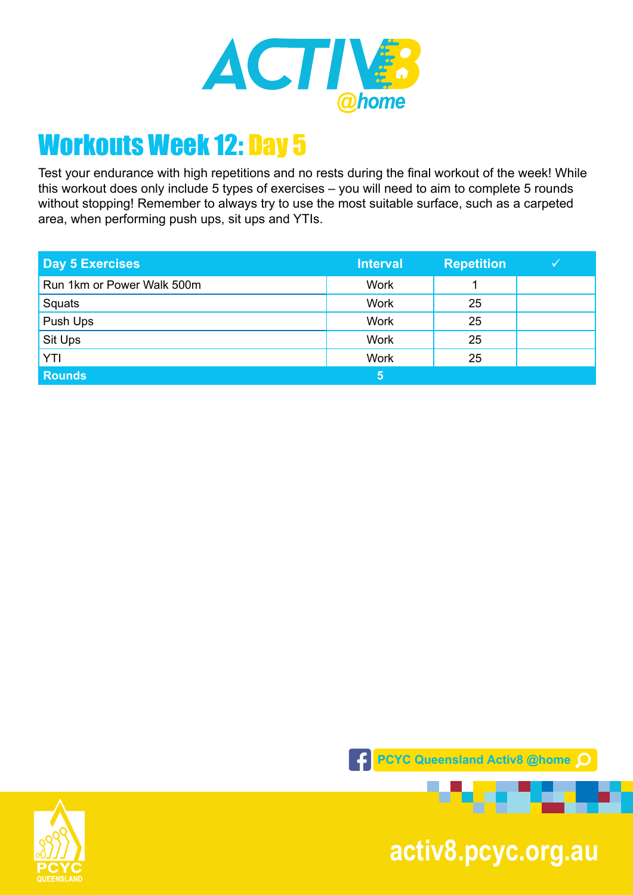# Workouts Week 12: Day 5

Test your endurance with high repetitions and no rests during the final workout of the week! While this workout does only include 5 types of exercises – you will need to aim to complete 5 rounds without stopping! Remember to always try to use the most suitable surface, such as a carpeted area, when performing push ups, sit ups and YTIs.

| Day 5 Exercises | Interval | Repetition | ✓ |
|---|---|---|---|
| Run 1km or Power Walk 500m | Work | 1 | |
| Squats | Work | 25 | |
| Push Ups | Work | 25 | |
| Sit Ups | Work | 25 | |
| YTI | Work | 25 | |
| **Rounds** | **5** | | |

PCYC Queensland Activ8 @home

activ8.pcyc.org.au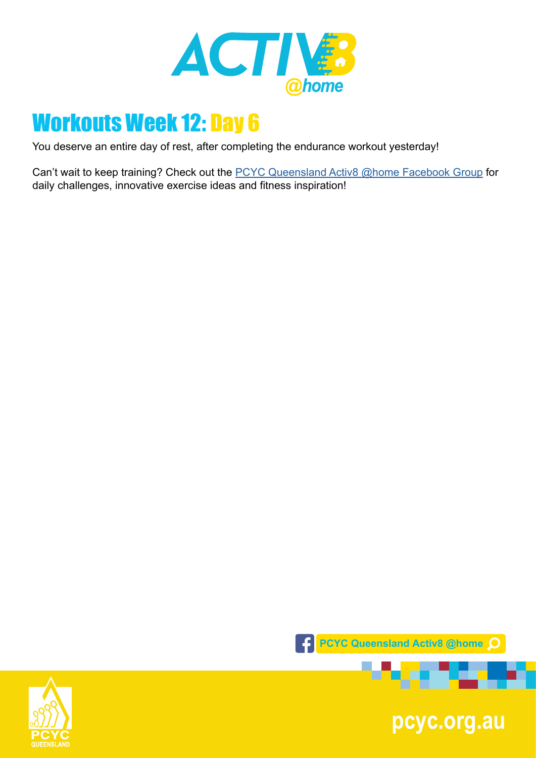# Workouts Week 12: Day 6

You deserve an entire day of rest, after completing the endurance workout yesterday!

Can't wait to keep training? Check out the PCYC Queensland Activ8 @home Facebook Group for daily challenges, innovative exercise ideas and fitness inspiration!

PCYC Queensland Activ8 @home

pcyc.org.au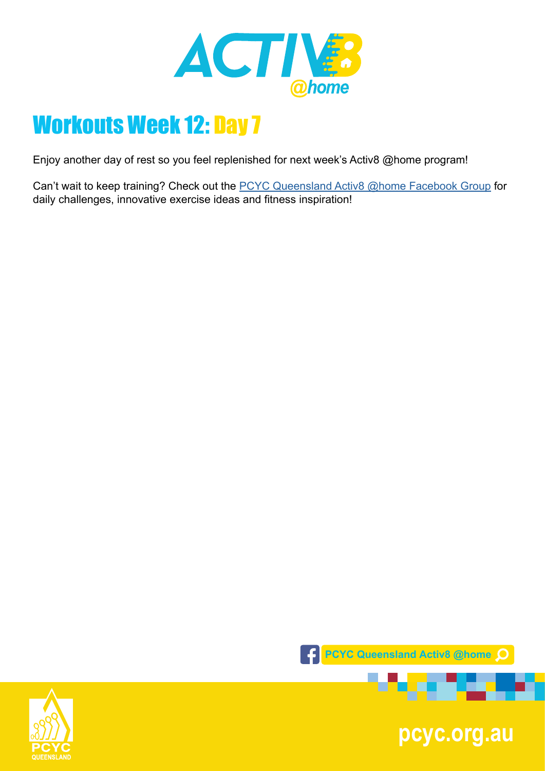# Workouts Week 12: Day 7

Enjoy another day of rest so you feel replenished for next week's Activ8 @home program!

Can't wait to keep training? Check out the PCYC Queensland Activ8 @home Facebook Group for daily challenges, innovative exercise ideas and fitness inspiration!

PCYC Queensland Activ8 @home

pcyc.org.au